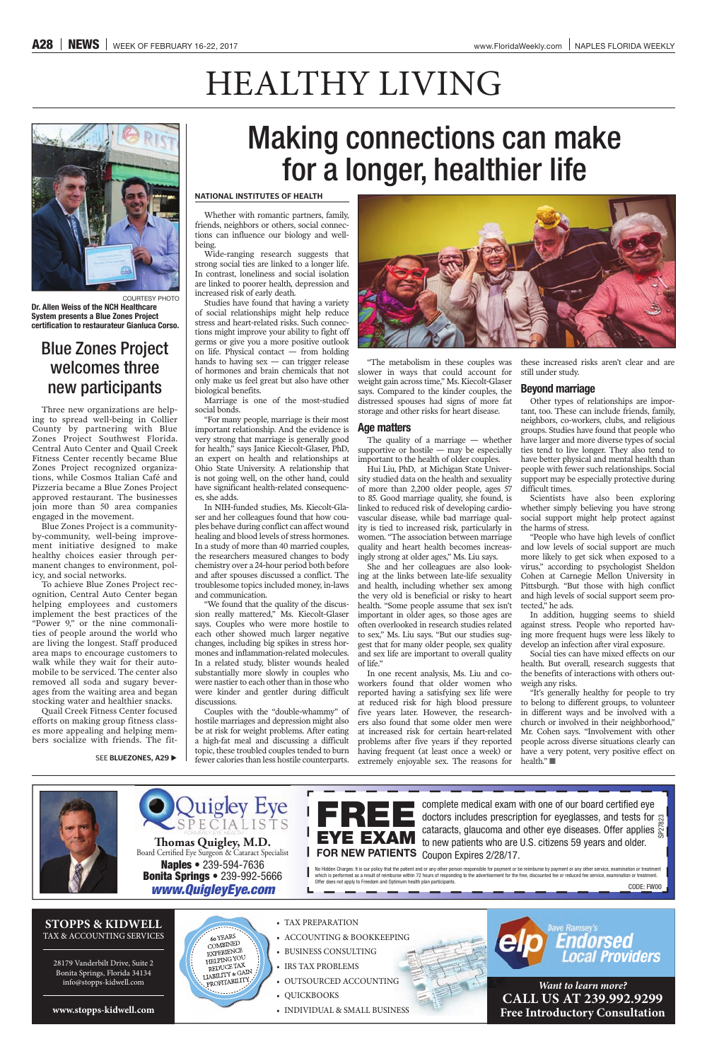# HEALTHY LIVING

COURTESY PHOTO

**Dr. Allen Weiss of the NCH Healthcare System presents a Blue Zones Project certification to restaurateur Gianluca Corso.**

## Blue Zones Project welcomes three new participants

Three new organizations are helping to spread well-being in Collier County by partnering with Blue Zones Project Southwest Florida. Central Auto Center and Quail Creek Fitness Center recently became Blue Zones Project recognized organizations, while Cosmos Italian Café and Pizzeria became a Blue Zones Project approved restaurant. The businesses join more than 50 area companies engaged in the movement.

Blue Zones Project is a community-by-community, well-being improvement initiative designed to make healthy choices easier through permanent changes to environment, policy, and social networks.

To achieve Blue Zones Project recognition, Central Auto Center began helping employees and customers implement the best practices of the "Power 9," or the nine commonalities of people around the world who are living the longest. Staff produced area maps to encourage customers to walk while they wait for their automobile to be serviced. The center also removed all soda and sugary beverages from the waiting area and began stocking water and healthier snacks.

Quail Creek Fitness Center focused efforts on making group fitness classes more appealing and helping members socialize with friends. The fit-

SEE **BLUEZONES, A29** ▶

# Making connections can make for a longer, healthier life

**NATIONAL INSTITUTES OF HEALTH**

Whether with romantic partners, family, friends, neighbors or others, social connections can influence our biology and well-being.

Wide-ranging research suggests that strong social ties are linked to a longer life. In contrast, loneliness and social isolation are linked to poorer health, depression and increased risk of early death.

Studies have found that having a variety of social relationships might help reduce stress and heart-related risks. Such connections might improve your ability to fight off germs or give you a more positive outlook on life. Physical contact — from holding hands to having sex — can trigger release of hormones and brain chemicals that not only make us feel great but also have other biological benefits.

Marriage is one of the most-studied social bonds.

"For many people, marriage is their most important relationship. And the evidence is very strong that marriage is generally good for health," says Janice Kiecolt-Glaser, PhD, an expert on health and relationships at Ohio State University. A relationship that is not going well, on the other hand, could have significant health-related consequences, she adds.

In NIH-funded studies, Ms. Kiecolt-Glaser and her colleagues found that how couples behave during conflict can affect wound healing and blood levels of stress hormones. In a study of more than 40 married couples, the researchers measured changes to body chemistry over a 24-hour period both before and after spouses discussed a conflict. The troublesome topics included money, in-laws and communication.

"We found that the quality of the discussion really mattered," Ms. Kiecolt-Glaser says. Couples who were more hostile to each other showed much larger negative changes, including big spikes in stress hormones and inflammation-related molecules. In a related study, blister wounds healed substantially more slowly in couples who were nastier to each other than in those who were kinder and gentler during difficult discussions.

Couples with the "double-whammy" of hostile marriages and depression might also be at risk for weight problems. After eating a high-fat meal and discussing a difficult topic, these troubled couples tended to burn fewer calories than less hostile counterparts.

"The metabolism in these couples was slower in ways that could account for weight gain across time," Ms. Kiecolt-Glaser says. Compared to the kinder couples, the distressed spouses had signs of more fat storage and other risks for heart disease.

### Age matters

The quality of a marriage — whether supportive or hostile — may be especially important to the health of older couples.

Hui Liu, PhD, at Michigan State University studied data on the health and sexuality of more than 2,200 older people, ages 57 to 85. Good marriage quality, she found, is linked to reduced risk of developing cardiovascular disease, while bad marriage quality is tied to increased risk, particularly in women. "The association between marriage quality and heart health becomes increasingly strong at older ages," Ms. Liu says.

She and her colleagues are also looking at the links between late-life sexuality and health, including whether sex among the very old is beneficial or risky to heart health. "Some people assume that sex isn't important in older ages, so those ages are often overlooked in research studies related to sex," Ms. Liu says. "But our studies suggest that for many older people, sex quality and sex life are important to overall quality of life."

In one recent analysis, Ms. Liu and coworkers found that older women who reported having a satisfying sex life were at reduced risk for high blood pressure five years later. However, the researchers also found that some older men were at increased risk for certain heart-related problems after five years if they reported having frequent (at least once a week) or extremely enjoyable sex. The reasons for these increased risks aren't clear and are still under study.

### Beyond marriage

Other types of relationships are important, too. These can include friends, family, neighbors, co-workers, clubs, and religious groups. Studies have found that people who have larger and more diverse types of social ties tend to live longer. They also tend to have better physical and mental health than people with fewer such relationships. Social support may be especially protective during difficult times.

Scientists have also been exploring whether simply believing you have strong social support might help protect against the harms of stress.

"People who have high levels of conflict and low levels of social support are much more likely to get sick when exposed to a virus," according to psychologist Sheldon Cohen at Carnegie Mellon University in Pittsburgh. "But those with high conflict and high levels of social support seem protected," he adds.

In addition, hugging seems to shield against stress. People who reported having more frequent hugs were less likely to develop an infection after viral exposure.

Social ties can have mixed effects on our health. But overall, research suggests that the benefits of interactions with others outweigh any risks.

"It's generally healthy for people to try to belong to different groups, to volunteer in different ways and be involved with a church or involved in their neighborhood," Mr. Cohen says. "Involvement with other people across diverse situations clearly can have a very potent, very positive effect on health." ■

---

**Quigley Eye SPECIALISTS**

FORMERLY EYE HEALTH

**Thomas Quigley, M.D.**
Board Certified Eye Surgeon & Cataract Specialist

**Naples** • 239-594-7636
**Bonita Springs** • 239-992-5666
***www.QuigleyEye.com***

**FREE EYE EXAM FOR NEW PATIENTS** complete medical exam with one of our board certified eye doctors includes prescription for eyeglasses, and tests for cataracts, glaucoma and other eye diseases. Offer applies to new patients who are U.S. citizens 59 years and older. Coupon Expires 2/28/17.

SP27823

No Hidden Charges: It is our policy that the patient and or any other person responsible for payment or be reimburse by payment or any other service, examination or treatment which is performed as a result of reimburse within 72 hours of responding to the advertisement for the free, discounted fee or reduced fee service, examination or treatment. Offer does not apply to Freedom and Optimum health plan participants.

CODE: FW00

---

**STOPPS & KIDWELL**
TAX & ACCOUNTING SERVICES

28179 Vanderbilt Drive, Suite 2
Bonita Springs, Florida 34134
info@stopps-kidwell.com

**www.stopps-kidwell.com**

60 YEARS COMBINED EXPERIENCE HELPING YOU REDUCE TAX LIABILITY & GAIN PROFITABILITY

- TAX PREPARATION
- ACCOUNTING & BOOKKEEPING
- BUSINESS CONSULTING
- IRS TAX PROBLEMS
- OUTSOURCED ACCOUNTING
- QUICKBOOKS
- INDIVIDUAL & SMALL BUSINESS

elp Dave Ramsey's Endorsed Local Providers

*Want to learn more?*
**CALL US AT 239.992.9299**
**Free Introductory Consultation**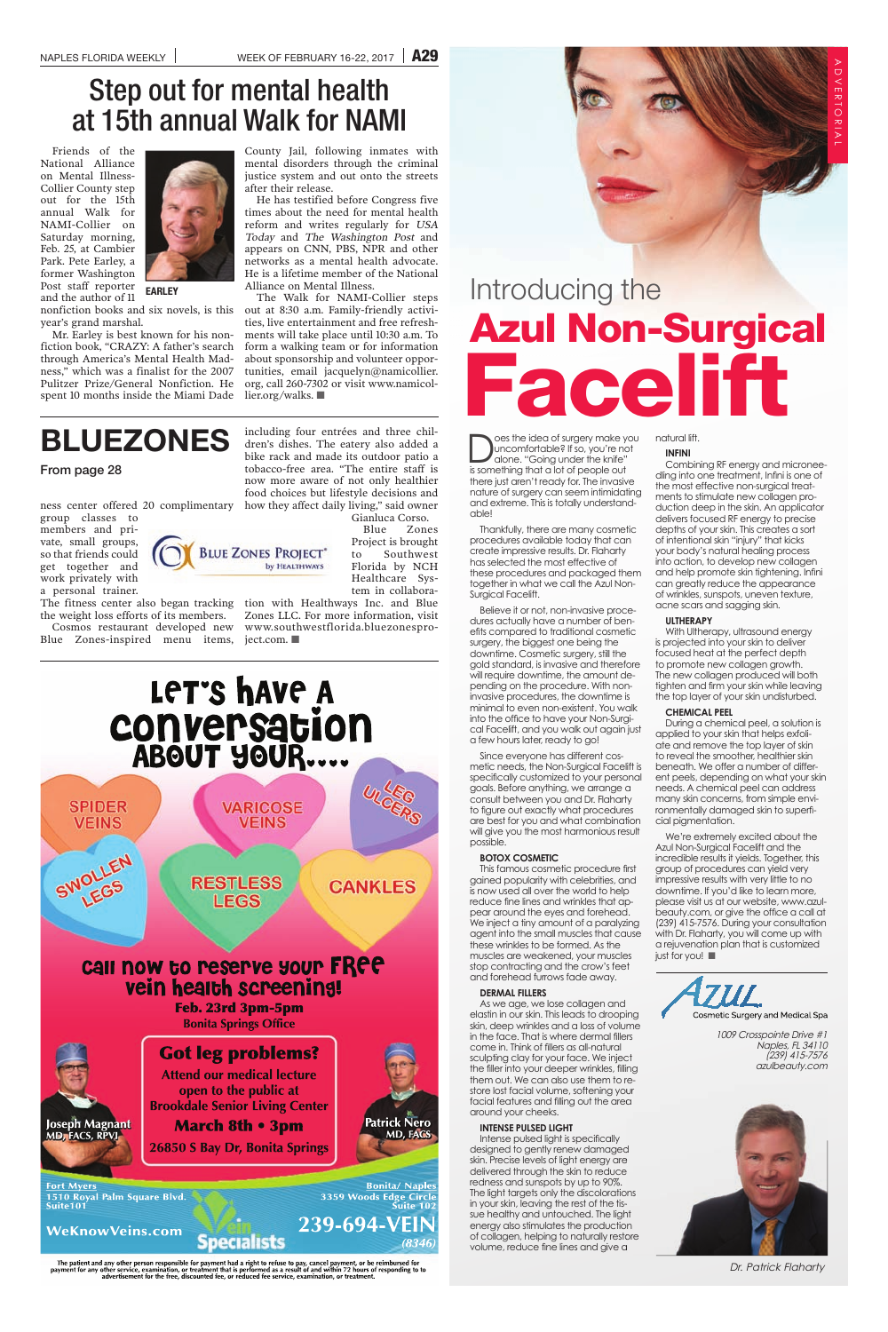# Step out for mental health at 15th annual Walk for NAMI

Friends of the National Alliance on Mental Illness-Collier County step out for the 15th annual Walk for NAMI-Collier on Saturday morning, Feb. 25, at Cambier Park. Pete Earley, a former Washington Post staff reporter and the author of 11 nonfiction books and six novels, is this year's grand marshal.

EARLEY

Mr. Earley is best known for his nonfiction book, "CRAZY: A father's search through America's Mental Health Madness," which was a finalist for the 2007 Pulitzer Prize/General Nonfiction. He spent 10 months inside the Miami Dade County Jail, following inmates with mental disorders through the criminal justice system and out onto the streets after their release.

He has testified before Congress five times about the need for mental health reform and writes regularly for *USA Today* and *The Washington Post* and appears on CNN, PBS, NPR and other networks as a mental health advocate. He is a lifetime member of the National Alliance on Mental Illness.

The Walk for NAMI-Collier steps out at 8:30 a.m. Family-friendly activities, live entertainment and free refreshments will take place until 10:30 a.m. To form a walking team or for information about sponsorship and volunteer opportunities, email jacquelyn@namicollier.org, call 260-7302 or visit www.namicollier.org/walks. ■

# BLUEZONES

From page 28

ness center offered 20 complimentary group classes to members and private, small groups, so that friends could get together and work privately with a personal trainer.

BLUE ZONES PROJECT by HEALTHWAYS

The fitness center also began tracking the weight loss efforts of its members.

Cosmos restaurant developed new Blue Zones-inspired menu items, including four entrées and three children's dishes. The eatery also added a bike rack and made its outdoor patio a tobacco-free area. "The entire staff is now more aware of not only healthier food choices but lifestyle decisions and how they affect daily living," said owner Gianluca Corso.

Blue Zones Project is brought to Southwest Florida by NCH Healthcare System in collaboration with Healthways Inc. and Blue Zones LLC. For more information, visit www.southwestflorida.bluezonesproject.com. ■

---

## Let's have a conversation about your....

SPIDER VEINS · VARICOSE VEINS · LEG ULCERS · SWOLLEN LEGS · RESTLESS LEGS · CANKLES

**Call now to reserve your FREE vein health screening!**

**Feb. 23rd 3pm-5pm**
**Bonita Springs Office**

**Got leg problems?**
**Attend our medical lecture open to the public at Brookdale Senior Living Center**
**March 8th • 3pm**
**26850 S Bay Dr, Bonita Springs**

Joseph Magnant MD, FACS, RPVI

Patrick Nero MD, FACS

Fort Myers
1510 Royal Palm Square Blvd. Suite 101

Bonita/ Naples
3359 Woods Edge Circle Suite 102

WeKnowVeins.com

Vein Specialists

239-694-VEIN (8346)

The patient and any other person responsible for payment had a right to refuse to pay, cancel payment, or be reimbursed for payment for any other service, examination, or treatment that is performed as a result of and within 72 hours of responding to to advertisement for the free, discounted fee, or reduced fee service, examination, or treatment.

---

ADVERTORIAL

# Introducing the Azul Non-Surgical Facelift

Does the idea of surgery make you uncomfortable? If so, you're not alone. "Going under the knife" is something that a lot of people out there just aren't ready for. The invasive nature of surgery can seem intimidating and extreme. This is totally understandable!

Thankfully, there are many cosmetic procedures available today that can create impressive results. Dr. Flaharty has selected the most effective of these procedures and packaged them together in what we call the Azul Non-Surgical Facelift.

Believe it or not, non-invasive procedures actually have a number of benefits compared to traditional cosmetic surgery, the biggest one being the downtime. Cosmetic surgery, still the gold standard, is invasive and therefore will require downtime, the amount depending on the procedure. With non-invasive procedures, the downtime is minimal to even non-existent. You walk into the office to have your Non-Surgical Facelift, and you walk out again just a few hours later, ready to go!

Since everyone has different cosmetic needs, the Non-Surgical Facelift is specifically customized to your personal goals. Before anything, we arrange a consult between you and Dr. Flaharty to figure out exactly what procedures are best for you and what combination will give you the most harmonious result possible.

**BOTOX COSMETIC**

This famous cosmetic procedure first gained popularity with celebrities, and is now used all over the world to help reduce fine lines and wrinkles that appear around the eyes and forehead. We inject a tiny amount of a paralyzing agent into the small muscles that cause these wrinkles to be formed. As the muscles are weakened, your muscles stop contracting and the crow's feet and forehead furrows fade away.

**DERMAL FILLERS**

As we age, we lose collagen and elastin in our skin. This leads to drooping skin, deep wrinkles and a loss of volume in the face. That is where dermal fillers come in. Think of fillers as all-natural sculpting clay for your face. We inject the filler into your deeper wrinkles, filling them out. We can also use them to restore lost facial volume, softening your facial features and filling out the area around your cheeks.

**INTENSE PULSED LIGHT**

Intense pulsed light is specifically designed to gently renew damaged skin. Precise levels of light energy are delivered through the skin to reduce redness and sunspots by up to 90%. The light targets only the discolorations in your skin, leaving the rest of the tissue healthy and untouched. The light energy also stimulates the production of collagen, helping to naturally restore volume, reduce fine lines and give a natural lift.

**INFINI**

Combining RF energy and microneedling into one treatment, Infini is one of the most effective non-surgical treatments to stimulate new collagen production deep in the skin. An applicator delivers focused RF energy to precise depths of your skin. This creates a sort of intentional skin "injury" that kicks your body's natural healing process into action, to develop new collagen and help promote skin tightening. Infini can greatly reduce the appearance of wrinkles, sunspots, uneven texture, acne scars and sagging skin.

**ULTHERAPY**

With Ultherapy, ultrasound energy is projected into your skin to deliver focused heat at the perfect depth to promote new collagen growth. The new collagen produced will both tighten and firm your skin while leaving the top layer of your skin undisturbed.

**CHEMICAL PEEL**

During a chemical peel, a solution is applied to your skin that helps exfoliate and remove the top layer of skin to reveal the smoother, healthier skin beneath. We offer a number of different peels, depending on what your skin needs. A chemical peel can address many skin concerns, from simple environmentally damaged skin to superficial pigmentation.

We're extremely excited about the Azul Non-Surgical Facelift and the incredible results it yields. Together, this group of procedures can yield very impressive results with very little to no downtime. If you'd like to learn more, please visit us at our website, www.azulbeauty.com, or give the office a call at (239) 415-7576. During your consultation with Dr. Flaharty, you will come up with a rejuvenation plan that is customized just for you! ■

AZUL Cosmetic Surgery and Medical Spa

*1009 Crosspointe Drive #1*
*Naples, FL 34110*
*(239) 415-7576*
*azulbeauty.com*

*Dr. Patrick Flaharty*